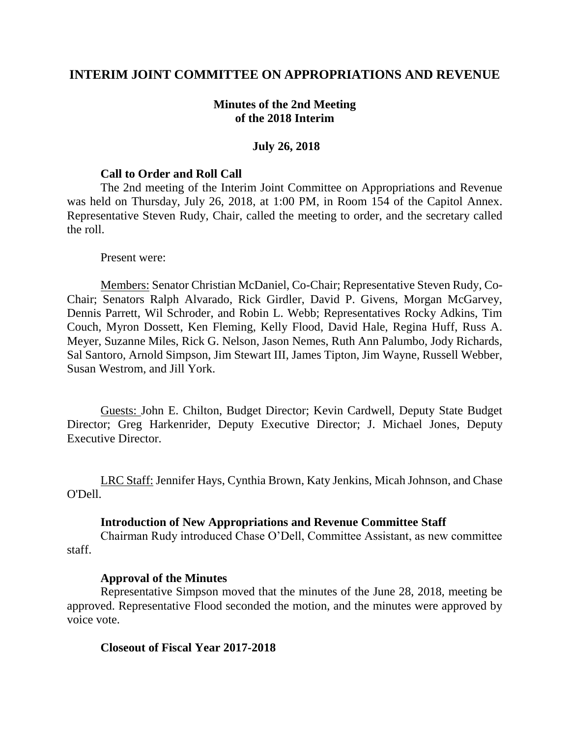# INTERIM JOINT COMMITTEE ON APPROPRIATIONS AND REVENUE

## Minutes of the 2nd Meeting of the 2018 Interim

### July 26, 2018

**Call to Order and Roll Call**

The 2nd meeting of the Interim Joint Committee on Appropriations and Revenue was held on Thursday, July 26, 2018, at 1:00 PM, in Room 154 of the Capitol Annex. Representative Steven Rudy, Chair, called the meeting to order, and the secretary called the roll.

Present were:

Members: Senator Christian McDaniel, Co-Chair; Representative Steven Rudy, Co-Chair; Senators Ralph Alvarado, Rick Girdler, David P. Givens, Morgan McGarvey, Dennis Parrett, Wil Schroder, and Robin L. Webb; Representatives Rocky Adkins, Tim Couch, Myron Dossett, Ken Fleming, Kelly Flood, David Hale, Regina Huff, Russ A. Meyer, Suzanne Miles, Rick G. Nelson, Jason Nemes, Ruth Ann Palumbo, Jody Richards, Sal Santoro, Arnold Simpson, Jim Stewart III, James Tipton, Jim Wayne, Russell Webber, Susan Westrom, and Jill York.

Guests: John E. Chilton, Budget Director; Kevin Cardwell, Deputy State Budget Director; Greg Harkenrider, Deputy Executive Director; J. Michael Jones, Deputy Executive Director.

LRC Staff: Jennifer Hays, Cynthia Brown, Katy Jenkins, Micah Johnson, and Chase O'Dell.

**Introduction of New Appropriations and Revenue Committee Staff**

Chairman Rudy introduced Chase O'Dell, Committee Assistant, as new committee staff.

**Approval of the Minutes**

Representative Simpson moved that the minutes of the June 28, 2018, meeting be approved. Representative Flood seconded the motion, and the minutes were approved by voice vote.

**Closeout of Fiscal Year 2017-2018**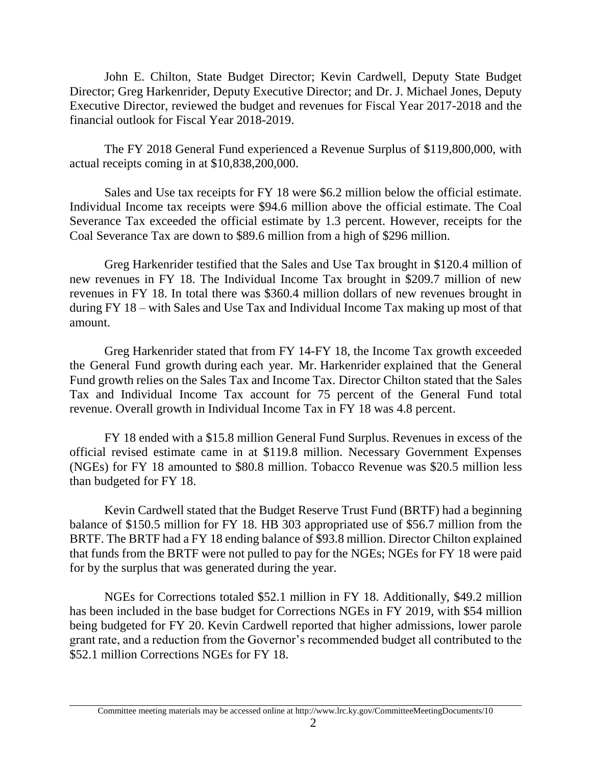John E. Chilton, State Budget Director; Kevin Cardwell, Deputy State Budget Director; Greg Harkenrider, Deputy Executive Director; and Dr. J. Michael Jones, Deputy Executive Director, reviewed the budget and revenues for Fiscal Year 2017-2018 and the financial outlook for Fiscal Year 2018-2019.

The FY 2018 General Fund experienced a Revenue Surplus of $119,800,000, with actual receipts coming in at $10,838,200,000.

Sales and Use tax receipts for FY 18 were $6.2 million below the official estimate. Individual Income tax receipts were $94.6 million above the official estimate. The Coal Severance Tax exceeded the official estimate by 1.3 percent. However, receipts for the Coal Severance Tax are down to $89.6 million from a high of $296 million.

Greg Harkenrider testified that the Sales and Use Tax brought in $120.4 million of new revenues in FY 18. The Individual Income Tax brought in $209.7 million of new revenues in FY 18. In total there was $360.4 million dollars of new revenues brought in during FY 18 – with Sales and Use Tax and Individual Income Tax making up most of that amount.

Greg Harkenrider stated that from FY 14-FY 18, the Income Tax growth exceeded the General Fund growth during each year. Mr. Harkenrider explained that the General Fund growth relies on the Sales Tax and Income Tax. Director Chilton stated that the Sales Tax and Individual Income Tax account for 75 percent of the General Fund total revenue. Overall growth in Individual Income Tax in FY 18 was 4.8 percent.

FY 18 ended with a $15.8 million General Fund Surplus. Revenues in excess of the official revised estimate came in at $119.8 million. Necessary Government Expenses (NGEs) for FY 18 amounted to $80.8 million. Tobacco Revenue was $20.5 million less than budgeted for FY 18.

Kevin Cardwell stated that the Budget Reserve Trust Fund (BRTF) had a beginning balance of $150.5 million for FY 18. HB 303 appropriated use of $56.7 million from the BRTF. The BRTF had a FY 18 ending balance of $93.8 million. Director Chilton explained that funds from the BRTF were not pulled to pay for the NGEs; NGEs for FY 18 were paid for by the surplus that was generated during the year.

NGEs for Corrections totaled $52.1 million in FY 18. Additionally, $49.2 million has been included in the base budget for Corrections NGEs in FY 2019, with $54 million being budgeted for FY 20. Kevin Cardwell reported that higher admissions, lower parole grant rate, and a reduction from the Governor's recommended budget all contributed to the $52.1 million Corrections NGEs for FY 18.

Committee meeting materials may be accessed online at http://www.lrc.ky.gov/CommitteeMeetingDocuments/10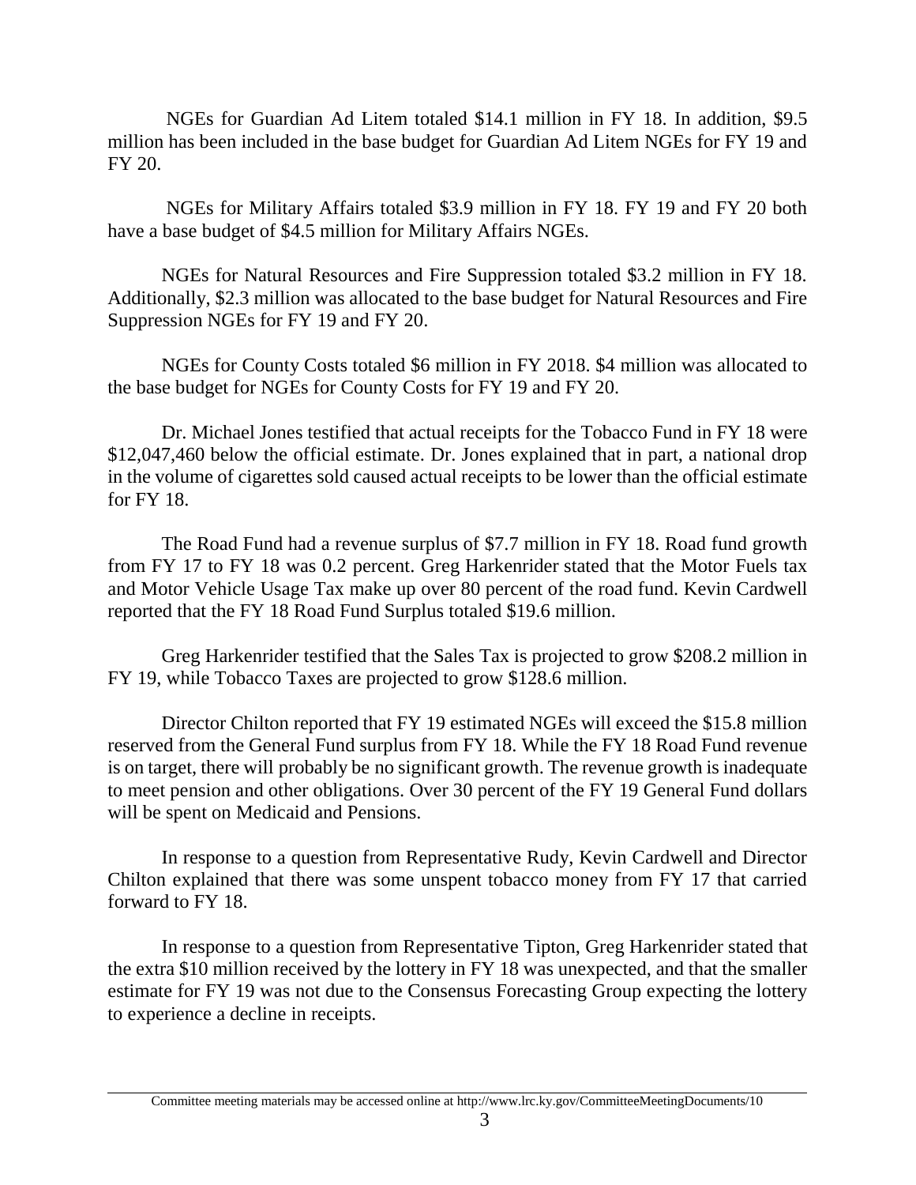NGEs for Guardian Ad Litem totaled $14.1 million in FY 18. In addition, $9.5 million has been included in the base budget for Guardian Ad Litem NGEs for FY 19 and FY 20.

NGEs for Military Affairs totaled $3.9 million in FY 18. FY 19 and FY 20 both have a base budget of $4.5 million for Military Affairs NGEs.

NGEs for Natural Resources and Fire Suppression totaled $3.2 million in FY 18. Additionally, $2.3 million was allocated to the base budget for Natural Resources and Fire Suppression NGEs for FY 19 and FY 20.

NGEs for County Costs totaled $6 million in FY 2018. $4 million was allocated to the base budget for NGEs for County Costs for FY 19 and FY 20.

Dr. Michael Jones testified that actual receipts for the Tobacco Fund in FY 18 were $12,047,460 below the official estimate. Dr. Jones explained that in part, a national drop in the volume of cigarettes sold caused actual receipts to be lower than the official estimate for FY 18.

The Road Fund had a revenue surplus of $7.7 million in FY 18. Road fund growth from FY 17 to FY 18 was 0.2 percent. Greg Harkenrider stated that the Motor Fuels tax and Motor Vehicle Usage Tax make up over 80 percent of the road fund. Kevin Cardwell reported that the FY 18 Road Fund Surplus totaled $19.6 million.

Greg Harkenrider testified that the Sales Tax is projected to grow $208.2 million in FY 19, while Tobacco Taxes are projected to grow $128.6 million.

Director Chilton reported that FY 19 estimated NGEs will exceed the $15.8 million reserved from the General Fund surplus from FY 18. While the FY 18 Road Fund revenue is on target, there will probably be no significant growth. The revenue growth is inadequate to meet pension and other obligations. Over 30 percent of the FY 19 General Fund dollars will be spent on Medicaid and Pensions.

In response to a question from Representative Rudy, Kevin Cardwell and Director Chilton explained that there was some unspent tobacco money from FY 17 that carried forward to FY 18.

In response to a question from Representative Tipton, Greg Harkenrider stated that the extra $10 million received by the lottery in FY 18 was unexpected, and that the smaller estimate for FY 19 was not due to the Consensus Forecasting Group expecting the lottery to experience a decline in receipts.

Committee meeting materials may be accessed online at http://www.lrc.ky.gov/CommitteeMeetingDocuments/10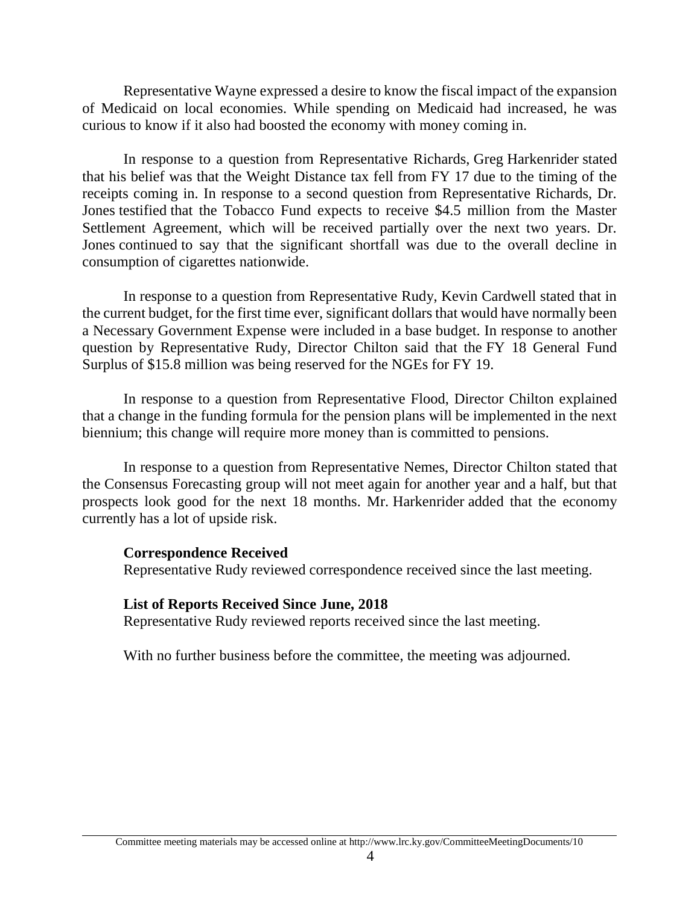Representative Wayne expressed a desire to know the fiscal impact of the expansion of Medicaid on local economies. While spending on Medicaid had increased, he was curious to know if it also had boosted the economy with money coming in.

In response to a question from Representative Richards, Greg Harkenrider stated that his belief was that the Weight Distance tax fell from FY 17 due to the timing of the receipts coming in. In response to a second question from Representative Richards, Dr. Jones testified that the Tobacco Fund expects to receive $4.5 million from the Master Settlement Agreement, which will be received partially over the next two years. Dr. Jones continued to say that the significant shortfall was due to the overall decline in consumption of cigarettes nationwide.

In response to a question from Representative Rudy, Kevin Cardwell stated that in the current budget, for the first time ever, significant dollars that would have normally been a Necessary Government Expense were included in a base budget. In response to another question by Representative Rudy, Director Chilton said that the FY 18 General Fund Surplus of $15.8 million was being reserved for the NGEs for FY 19.

In response to a question from Representative Flood, Director Chilton explained that a change in the funding formula for the pension plans will be implemented in the next biennium; this change will require more money than is committed to pensions.

In response to a question from Representative Nemes, Director Chilton stated that the Consensus Forecasting group will not meet again for another year and a half, but that prospects look good for the next 18 months. Mr. Harkenrider added that the economy currently has a lot of upside risk.

**Correspondence Received**

Representative Rudy reviewed correspondence received since the last meeting.

**List of Reports Received Since June, 2018**

Representative Rudy reviewed reports received since the last meeting.

With no further business before the committee, the meeting was adjourned.

Committee meeting materials may be accessed online at http://www.lrc.ky.gov/CommitteeMeetingDocuments/10